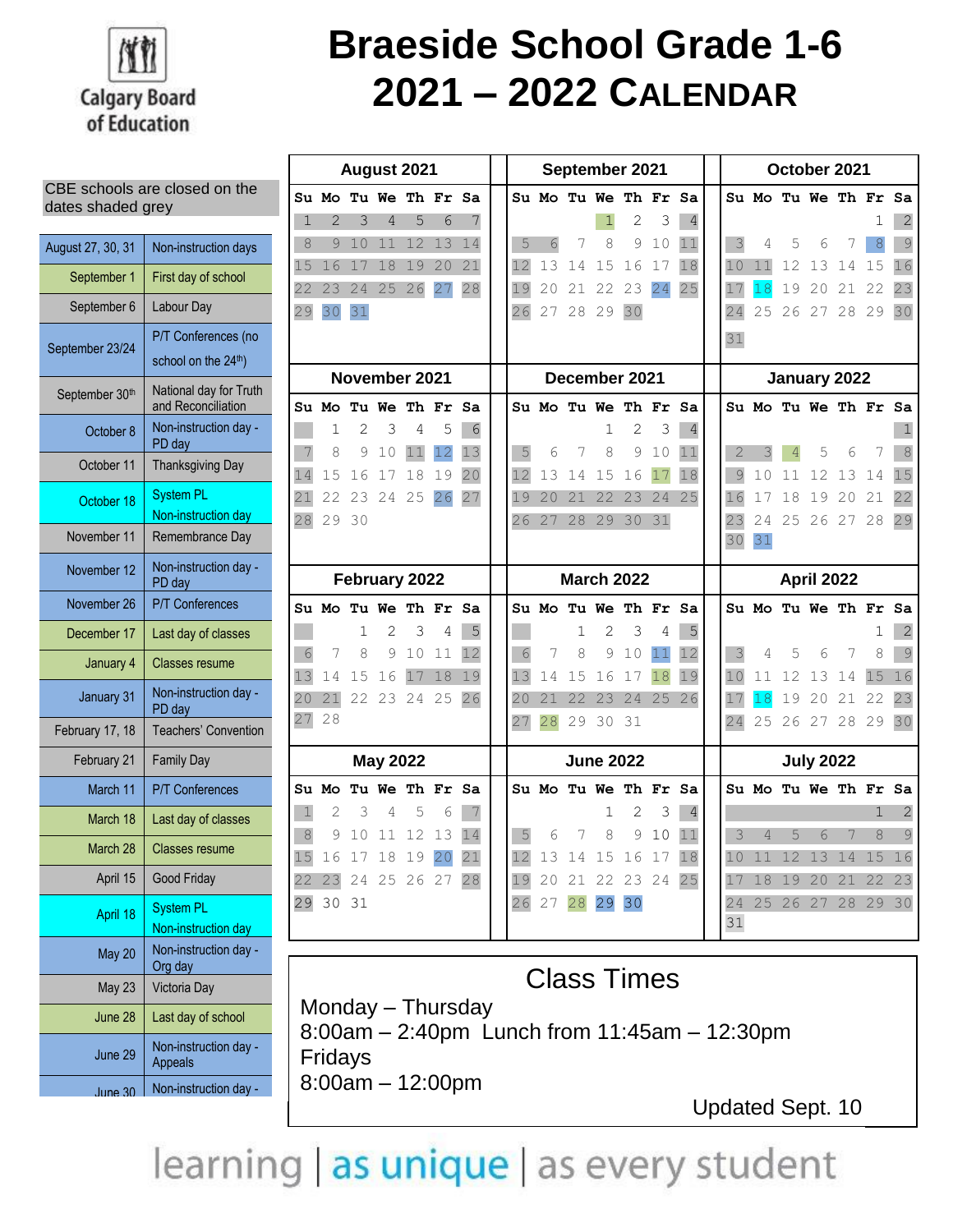# Braeside School Grade 1-6 2021 – 2022 CALENDAR

Calgary Board of Education

CBE schools are closed on the dates shaded grey

| Date | Event |
|---|---|
| August 27, 30, 31 | Non-instruction days |
| September 1 | First day of school |
| September 6 | Labour Day |
| September 23/24 | P/T Conferences (no school on the 24th) |
| September 30th | National day for Truth and Reconciliation |
| October 8 | Non-instruction day - PD day |
| October 11 | Thanksgiving Day |
| October 18 | System PL Non-instruction day |
| November 11 | Remembrance Day |
| November 12 | Non-instruction day - PD day |
| November 26 | P/T Conferences |
| December 17 | Last day of classes |
| January 4 | Classes resume |
| January 31 | Non-instruction day - PD day |
| February 17, 18 | Teachers' Convention |
| February 21 | Family Day |
| March 11 | P/T Conferences |
| March 18 | Last day of classes |
| March 28 | Classes resume |
| April 15 | Good Friday |
| April 18 | System PL Non-instruction day |
| May 20 | Non-instruction day - Org day |
| May 23 | Victoria Day |
| June 28 | Last day of school |
| June 29 | Non-instruction day - Appeals |
| June 30 | Non-instruction day - |

**August 2021**

| Su | Mo | Tu | We | Th | Fr | Sa |
|---|---|---|---|---|---|---|
| 1 | 2 | 3 | 4 | 5 | 6 | 7 |
| 8 | 9 | 10 | 11 | 12 | 13 | 14 |
| 15 | 16 | 17 | 18 | 19 | 20 | 21 |
| 22 | 23 | 24 | 25 | 26 | 27 | 28 |
| 29 | 30 | 31 | | | | |

**September 2021**

| Su | Mo | Tu | We | Th | Fr | Sa |
|---|---|---|---|---|---|---|
| | | | 1 | 2 | 3 | 4 |
| 5 | 6 | 7 | 8 | 9 | 10 | 11 |
| 12 | 13 | 14 | 15 | 16 | 17 | 18 |
| 19 | 20 | 21 | 22 | 23 | 24 | 25 |
| 26 | 27 | 28 | 29 | 30 | | |

**October 2021**

| Su | Mo | Tu | We | Th | Fr | Sa |
|---|---|---|---|---|---|---|
| | | | | | 1 | 2 |
| 3 | 4 | 5 | 6 | 7 | 8 | 9 |
| 10 | 11 | 12 | 13 | 14 | 15 | 16 |
| 17 | 18 | 19 | 20 | 21 | 22 | 23 |
| 24 | 25 | 26 | 27 | 28 | 29 | 30 |
| 31 | | | | | | |

**November 2021**

| Su | Mo | Tu | We | Th | Fr | Sa |
|---|---|---|---|---|---|---|
| | 1 | 2 | 3 | 4 | 5 | 6 |
| 7 | 8 | 9 | 10 | 11 | 12 | 13 |
| 14 | 15 | 16 | 17 | 18 | 19 | 20 |
| 21 | 22 | 23 | 24 | 25 | 26 | 27 |
| 28 | 29 | 30 | | | | |

**December 2021**

| Su | Mo | Tu | We | Th | Fr | Sa |
|---|---|---|---|---|---|---|
| | | | 1 | 2 | 3 | 4 |
| 5 | 6 | 7 | 8 | 9 | 10 | 11 |
| 12 | 13 | 14 | 15 | 16 | 17 | 18 |
| 19 | 20 | 21 | 22 | 23 | 24 | 25 |
| 26 | 27 | 28 | 29 | 30 | 31 | |

**January 2022**

| Su | Mo | Tu | We | Th | Fr | Sa |
|---|---|---|---|---|---|---|
| | | | | | | 1 |
| 2 | 3 | 4 | 5 | 6 | 7 | 8 |
| 9 | 10 | 11 | 12 | 13 | 14 | 15 |
| 16 | 17 | 18 | 19 | 20 | 21 | 22 |
| 23 | 24 | 25 | 26 | 27 | 28 | 29 |
| 30 | 31 | | | | | |

**February 2022**

| Su | Mo | Tu | We | Th | Fr | Sa |
|---|---|---|---|---|---|---|
| | | 1 | 2 | 3 | 4 | 5 |
| 6 | 7 | 8 | 9 | 10 | 11 | 12 |
| 13 | 14 | 15 | 16 | 17 | 18 | 19 |
| 20 | 21 | 22 | 23 | 24 | 25 | 26 |
| 27 | 28 | | | | | |

**March 2022**

| Su | Mo | Tu | We | Th | Fr | Sa |
|---|---|---|---|---|---|---|
| | | 1 | 2 | 3 | 4 | 5 |
| 6 | 7 | 8 | 9 | 10 | 11 | 12 |
| 13 | 14 | 15 | 16 | 17 | 18 | 19 |
| 20 | 21 | 22 | 23 | 24 | 25 | 26 |
| 27 | 28 | 29 | 30 | 31 | | |

**April 2022**

| Su | Mo | Tu | We | Th | Fr | Sa |
|---|---|---|---|---|---|---|
| | | | | | 1 | 2 |
| 3 | 4 | 5 | 6 | 7 | 8 | 9 |
| 10 | 11 | 12 | 13 | 14 | 15 | 16 |
| 17 | 18 | 19 | 20 | 21 | 22 | 23 |
| 24 | 25 | 26 | 27 | 28 | 29 | 30 |

**May 2022**

| Su | Mo | Tu | We | Th | Fr | Sa |
|---|---|---|---|---|---|---|
| 1 | 2 | 3 | 4 | 5 | 6 | 7 |
| 8 | 9 | 10 | 11 | 12 | 13 | 14 |
| 15 | 16 | 17 | 18 | 19 | 20 | 21 |
| 22 | 23 | 24 | 25 | 26 | 27 | 28 |
| 29 | 30 | 31 | | | | |

**June 2022**

| Su | Mo | Tu | We | Th | Fr | Sa |
|---|---|---|---|---|---|---|
| | | | 1 | 2 | 3 | 4 |
| 5 | 6 | 7 | 8 | 9 | 10 | 11 |
| 12 | 13 | 14 | 15 | 16 | 17 | 18 |
| 19 | 20 | 21 | 22 | 23 | 24 | 25 |
| 26 | 27 | 28 | 29 | 30 | | |

**July 2022**

| Su | Mo | Tu | We | Th | Fr | Sa |
|---|---|---|---|---|---|---|
| | | | | | 1 | 2 |
| 3 | 4 | 5 | 6 | 7 | 8 | 9 |
| 10 | 11 | 12 | 13 | 14 | 15 | 16 |
| 17 | 18 | 19 | 20 | 21 | 22 | 23 |
| 24 | 25 | 26 | 27 | 28 | 29 | 30 |
| 31 | | | | | | |

## Class Times

Monday – Thursday
8:00am – 2:40pm Lunch from 11:45am – 12:30pm
Fridays
8:00am – 12:00pm

Updated Sept. 10

learning | as unique | as every student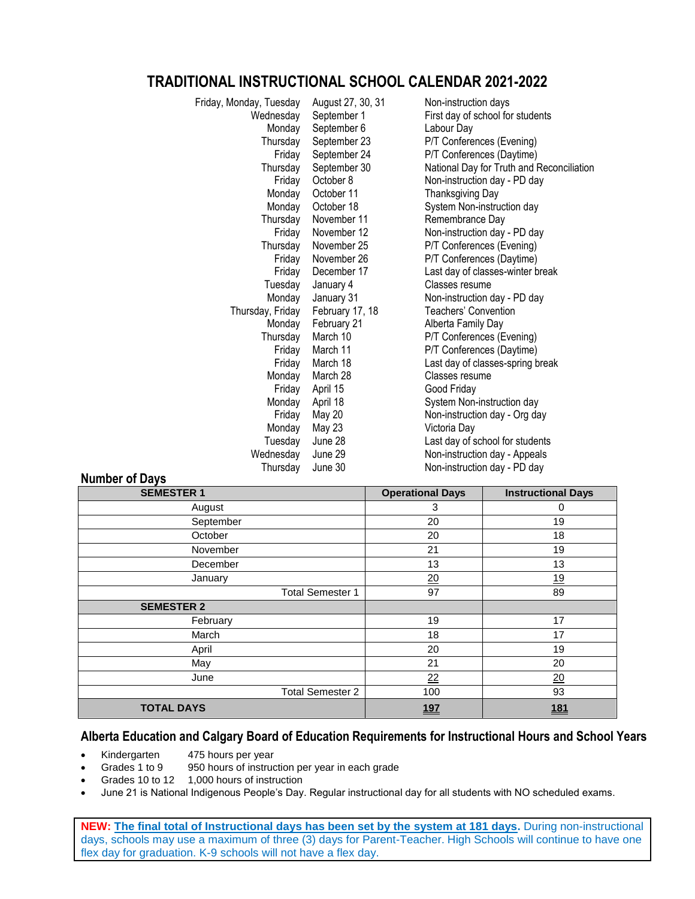# TRADITIONAL INSTRUCTIONAL SCHOOL CALENDAR 2021-2022

| | | |
|---|---|---|
| Friday, Monday, Tuesday | August 27, 30, 31 | Non-instruction days |
| Wednesday | September 1 | First day of school for students |
| Monday | September 6 | Labour Day |
| Thursday | September 23 | P/T Conferences (Evening) |
| Friday | September 24 | P/T Conferences (Daytime) |
| Thursday | September 30 | National Day for Truth and Reconciliation |
| Friday | October 8 | Non-instruction day - PD day |
| Monday | October 11 | Thanksgiving Day |
| Monday | October 18 | System Non-instruction day |
| Thursday | November 11 | Remembrance Day |
| Friday | November 12 | Non-instruction day - PD day |
| Thursday | November 25 | P/T Conferences (Evening) |
| Friday | November 26 | P/T Conferences (Daytime) |
| Friday | December 17 | Last day of classes-winter break |
| Tuesday | January 4 | Classes resume |
| Monday | January 31 | Non-instruction day - PD day |
| Thursday, Friday | February 17, 18 | Teachers' Convention |
| Monday | February 21 | Alberta Family Day |
| Thursday | March 10 | P/T Conferences (Evening) |
| Friday | March 11 | P/T Conferences (Daytime) |
| Friday | March 18 | Last day of classes-spring break |
| Monday | March 28 | Classes resume |
| Friday | April 15 | Good Friday |
| Monday | April 18 | System Non-instruction day |
| Friday | May 20 | Non-instruction day - Org day |
| Monday | May 23 | Victoria Day |
| Tuesday | June 28 | Last day of school for students |
| Wednesday | June 29 | Non-instruction day - Appeals |
| Thursday | June 30 | Non-instruction day - PD day |

## Number of Days

| SEMESTER 1 | Operational Days | Instructional Days |
|---|---|---|
| August | 3 | 0 |
| September | 20 | 19 |
| October | 20 | 18 |
| November | 21 | 19 |
| December | 13 | 13 |
| January | 20 | 19 |
| Total Semester 1 | 97 | 89 |
| **SEMESTER 2** | | |
| February | 19 | 17 |
| March | 18 | 17 |
| April | 20 | 19 |
| May | 21 | 20 |
| June | 22 | 20 |
| Total Semester 2 | 100 | 93 |
| **TOTAL DAYS** | **197** | **181** |

## Alberta Education and Calgary Board of Education Requirements for Instructional Hours and School Years

- Kindergarten 475 hours per year
- Grades 1 to 9 950 hours of instruction per year in each grade
- Grades 10 to 12 1,000 hours of instruction
- June 21 is National Indigenous People's Day. Regular instructional day for all students with NO scheduled exams.

**NEW:** **The final total of Instructional days has been set by the system at 181 days.** During non-instructional days, schools may use a maximum of three (3) days for Parent-Teacher. High Schools will continue to have one flex day for graduation. K-9 schools will not have a flex day.